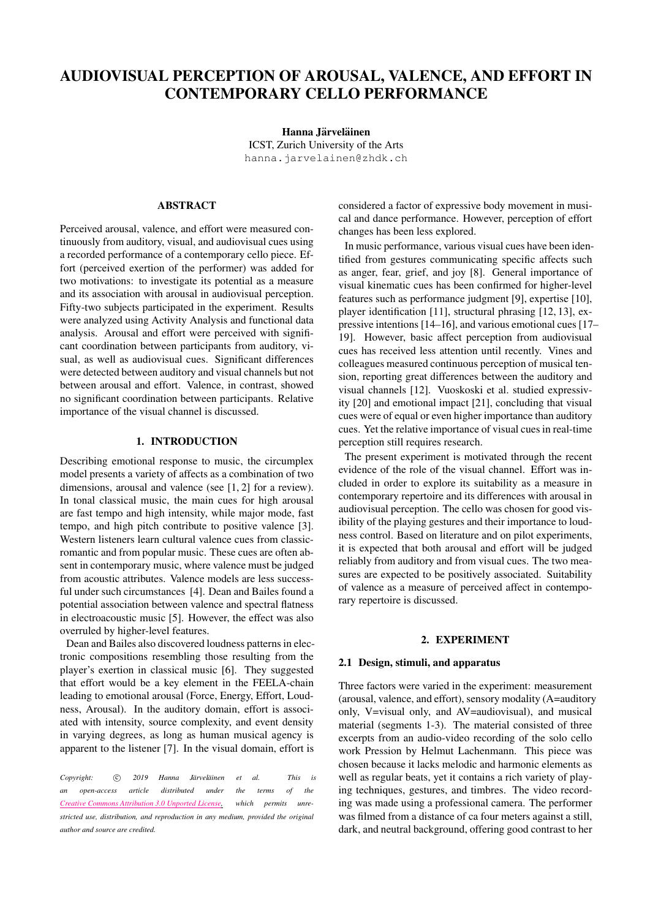# AUDIOVISUAL PERCEPTION OF AROUSAL, VALENCE, AND EFFORT IN CONTEMPORARY CELLO PERFORMANCE

**Hanna Järveläinen**
ICST, Zurich University of the Arts
hanna.jarvelainen@zhdk.ch

## ABSTRACT

Perceived arousal, valence, and effort were measured continuously from auditory, visual, and audiovisual cues using a recorded performance of a contemporary cello piece. Effort (perceived exertion of the performer) was added for two motivations: to investigate its potential as a measure and its association with arousal in audiovisual perception. Fifty-two subjects participated in the experiment. Results were analyzed using Activity Analysis and functional data analysis. Arousal and effort were perceived with significant coordination between participants from auditory, visual, as well as audiovisual cues. Significant differences were detected between auditory and visual channels but not between arousal and effort. Valence, in contrast, showed no significant coordination between participants. Relative importance of the visual channel is discussed.

## 1. INTRODUCTION

Describing emotional response to music, the circumplex model presents a variety of affects as a combination of two dimensions, arousal and valence (see [1, 2] for a review). In tonal classical music, the main cues for high arousal are fast tempo and high intensity, while major mode, fast tempo, and high pitch contribute to positive valence [3]. Western listeners learn cultural valence cues from classic-romantic and from popular music. These cues are often absent in contemporary music, where valence must be judged from acoustic attributes. Valence models are less successful under such circumstances [4]. Dean and Bailes found a potential association between valence and spectral flatness in electroacoustic music [5]. However, the effect was also overruled by higher-level features.

Dean and Bailes also discovered loudness patterns in electronic compositions resembling those resulting from the player's exertion in classical music [6]. They suggested that effort would be a key element in the FEELA-chain leading to emotional arousal (Force, Energy, Effort, Loudness, Arousal). In the auditory domain, effort is associated with intensity, source complexity, and event density in varying degrees, as long as human musical agency is apparent to the listener [7]. In the visual domain, effort is considered a factor of expressive body movement in musical and dance performance. However, perception of effort changes has been less explored.

In music performance, various visual cues have been identified from gestures communicating specific affects such as anger, fear, grief, and joy [8]. General importance of visual kinematic cues has been confirmed for higher-level features such as performance judgment [9], expertise [10], player identification [11], structural phrasing [12, 13], expressive intentions [14–16], and various emotional cues [17–19]. However, basic affect perception from audiovisual cues has received less attention until recently. Vines and colleagues measured continuous perception of musical tension, reporting great differences between the auditory and visual channels [12]. Vuoskoski et al. studied expressivity [20] and emotional impact [21], concluding that visual cues were of equal or even higher importance than auditory cues. Yet the relative importance of visual cues in real-time perception still requires research.

The present experiment is motivated through the recent evidence of the role of the visual channel. Effort was included in order to explore its suitability as a measure in contemporary repertoire and its differences with arousal in audiovisual perception. The cello was chosen for good visibility of the playing gestures and their importance to loudness control. Based on literature and on pilot experiments, it is expected that both arousal and effort will be judged reliably from auditory and from visual cues. The two measures are expected to be positively associated. Suitability of valence as a measure of perceived affect in contemporary repertoire is discussed.

## 2. EXPERIMENT

### 2.1 Design, stimuli, and apparatus

Three factors were varied in the experiment: measurement (arousal, valence, and effort), sensory modality (A=auditory only, V=visual only, and AV=audiovisual), and musical material (segments 1-3). The material consisted of three excerpts from an audio-video recording of the solo cello work Pression by Helmut Lachenmann. This piece was chosen because it lacks melodic and harmonic elements as well as regular beats, yet it contains a rich variety of playing techniques, gestures, and timbres. The video recording was made using a professional camera. The performer was filmed from a distance of ca four meters against a still, dark, and neutral background, offering good contrast to her

*Copyright: © 2019 Hanna Järveläinen et al. This is an open-access article distributed under the terms of the Creative Commons Attribution 3.0 Unported License, which permits unrestricted use, distribution, and reproduction in any medium, provided the original author and source are credited.*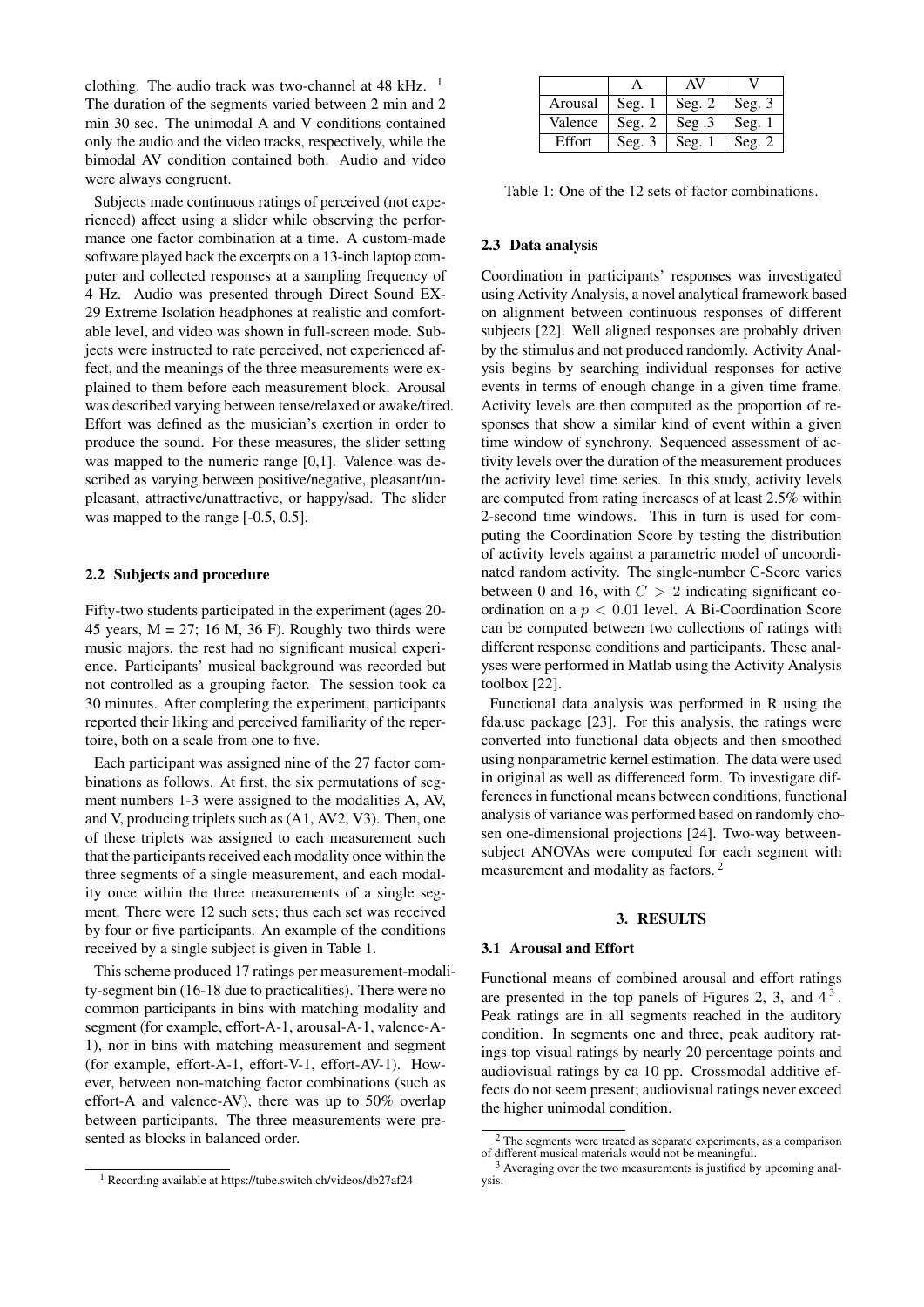clothing. The audio track was two-channel at 48 kHz. [1] The duration of the segments varied between 2 min and 2 min 30 sec. The unimodal A and V conditions contained only the audio and the video tracks, respectively, while the bimodal AV condition contained both. Audio and video were always congruent.

Subjects made continuous ratings of perceived (not experienced) affect using a slider while observing the performance one factor combination at a time. A custom-made software played back the excerpts on a 13-inch laptop computer and collected responses at a sampling frequency of 4 Hz. Audio was presented through Direct Sound EX-29 Extreme Isolation headphones at realistic and comfortable level, and video was shown in full-screen mode. Subjects were instructed to rate perceived, not experienced affect, and the meanings of the three measurements were explained to them before each measurement block. Arousal was described varying between tense/relaxed or awake/tired. Effort was defined as the musician's exertion in order to produce the sound. For these measures, the slider setting was mapped to the numeric range [0,1]. Valence was described as varying between positive/negative, pleasant/unpleasant, attractive/unattractive, or happy/sad. The slider was mapped to the range [-0.5, 0.5].

### 2.2 Subjects and procedure

Fifty-two students participated in the experiment (ages 20-45 years, M = 27; 16 M, 36 F). Roughly two thirds were music majors, the rest had no significant musical experience. Participants' musical background was recorded but not controlled as a grouping factor. The session took ca 30 minutes. After completing the experiment, participants reported their liking and perceived familiarity of the repertoire, both on a scale from one to five.

Each participant was assigned nine of the 27 factor combinations as follows. At first, the six permutations of segment numbers 1-3 were assigned to the modalities A, AV, and V, producing triplets such as (A1, AV2, V3). Then, one of these triplets was assigned to each measurement such that the participants received each modality once within the three segments of a single measurement, and each modality once within the three measurements of a single segment. There were 12 such sets; thus each set was received by four or five participants. An example of the conditions received by a single subject is given in Table 1.

This scheme produced 17 ratings per measurement-modality-segment bin (16-18 due to practicalities). There were no common participants in bins with matching modality and segment (for example, effort-A-1, arousal-A-1, valence-A-1), nor in bins with matching measurement and segment (for example, effort-A-1, effort-V-1, effort-AV-1). However, between non-matching factor combinations (such as effort-A and valence-AV), there was up to 50% overlap between participants. The three measurements were presented as blocks in balanced order.

|  | A | AV | V |
|---|---|---|---|
| Arousal | Seg. 1 | Seg. 2 | Seg. 3 |
| Valence | Seg. 2 | Seg .3 | Seg. 1 |
| Effort | Seg. 3 | Seg. 1 | Seg. 2 |

Table 1: One of the 12 sets of factor combinations.

### 2.3 Data analysis

Coordination in participants' responses was investigated using Activity Analysis, a novel analytical framework based on alignment between continuous responses of different subjects [22]. Well aligned responses are probably driven by the stimulus and not produced randomly. Activity Analysis begins by searching individual responses for active events in terms of enough change in a given time frame. Activity levels are then computed as the proportion of responses that show a similar kind of event within a given time window of synchrony. Sequenced assessment of activity levels over the duration of the measurement produces the activity level time series. In this study, activity levels are computed from rating increases of at least 2.5% within 2-second time windows. This in turn is used for computing the Coordination Score by testing the distribution of activity levels against a parametric model of uncoordinated random activity. The single-number C-Score varies between 0 and 16, with $C > 2$ indicating significant coordination on a $p < 0.01$ level. A Bi-Coordination Score can be computed between two collections of ratings with different response conditions and participants. These analyses were performed in Matlab using the Activity Analysis toolbox [22].

Functional data analysis was performed in R using the fda.usc package [23]. For this analysis, the ratings were converted into functional data objects and then smoothed using nonparametric kernel estimation. The data were used in original as well as differenced form. To investigate differences in functional means between conditions, functional analysis of variance was performed based on randomly chosen one-dimensional projections [24]. Two-way between-subject ANOVAs were computed for each segment with measurement and modality as factors. [2]

## 3. RESULTS

### 3.1 Arousal and Effort

Functional means of combined arousal and effort ratings are presented in the top panels of Figures 2, 3, and 4 [3]. Peak ratings are in all segments reached in the auditory condition. In segments one and three, peak auditory ratings top visual ratings by nearly 20 percentage points and audiovisual ratings by ca 10 pp. Crossmodal additive effects do not seem present; audiovisual ratings never exceed the higher unimodal condition.

[1] Recording available at https://tube.switch.ch/videos/db27af24

[2] The segments were treated as separate experiments, as a comparison of different musical materials would not be meaningful.

[3] Averaging over the two measurements is justified by upcoming analysis.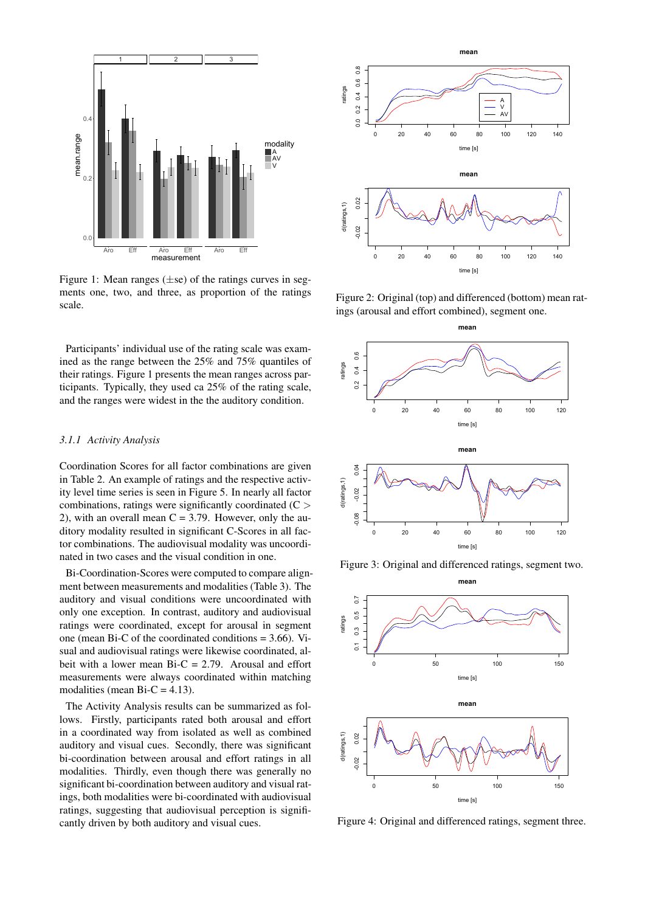Figure 1: Mean ranges (±se) of the ratings curves in segments one, two, and three, as proportion of the ratings scale.

Participants' individual use of the rating scale was examined as the range between the 25% and 75% quantiles of their ratings. Figure 1 presents the mean ranges across participants. Typically, they used ca 25% of the rating scale, and the ranges were widest in the the auditory condition.

### *3.1.1 Activity Analysis*

Coordination Scores for all factor combinations are given in Table 2. An example of ratings and the respective activity level time series is seen in Figure 5. In nearly all factor combinations, ratings were significantly coordinated ($C > 2$), with an overall mean $C = 3.79$. However, only the auditory modality resulted in significant C-Scores in all factor combinations. The audiovisual modality was uncoordinated in two cases and the visual condition in one.

Bi-Coordination-Scores were computed to compare alignment between measurements and modalities (Table 3). The auditory and visual conditions were uncoordinated with only one exception. In contrast, auditory and audiovisual ratings were coordinated, except for arousal in segment one (mean Bi-C of the coordinated conditions = 3.66). Visual and audiovisual ratings were likewise coordinated, albeit with a lower mean Bi-C = 2.79. Arousal and effort measurements were always coordinated within matching modalities (mean Bi-C = 4.13).

The Activity Analysis results can be summarized as follows. Firstly, participants rated both arousal and effort in a coordinated way from isolated as well as combined auditory and visual cues. Secondly, there was significant bi-coordination between arousal and effort ratings in all modalities. Thirdly, even though there was generally no significant bi-coordination between auditory and visual ratings, both modalities were bi-coordinated with audiovisual ratings, suggesting that audiovisual perception is significantly driven by both auditory and visual cues.

Figure 2: Original (top) and differenced (bottom) mean ratings (arousal and effort combined), segment one.

Figure 3: Original and differenced ratings, segment two.

Figure 4: Original and differenced ratings, segment three.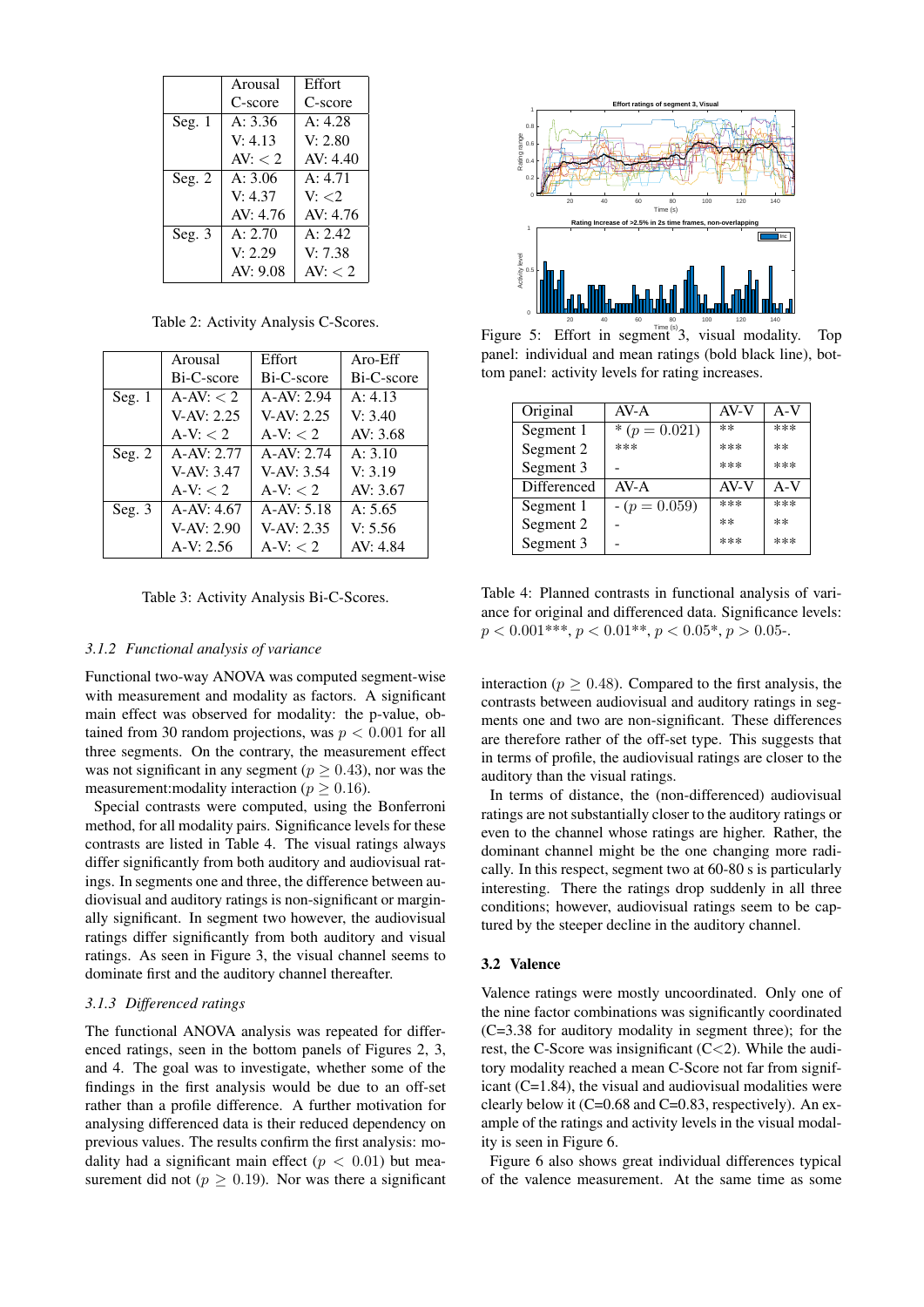|  | Arousal C-score | Effort C-score |
|---|---|---|
| Seg. 1 | A: 3.36 | A: 4.28 |
|  | V: 4.13 | V: 2.80 |
|  | AV: $< 2$ | AV: 4.40 |
| Seg. 2 | A: 3.06 | A: 4.71 |
|  | V: 4.37 | V: $<2$ |
|  | AV: 4.76 | AV: 4.76 |
| Seg. 3 | A: 2.70 | A: 2.42 |
|  | V: 2.29 | V: 7.38 |
|  | AV: 9.08 | AV: $< 2$ |

Table 2: Activity Analysis C-Scores.

|  | Arousal Bi-C-score | Effort Bi-C-score | Aro-Eff Bi-C-score |
|---|---|---|---|
| Seg. 1 | A-AV: $< 2$ | A-AV: 2.94 | A: 4.13 |
|  | V-AV: 2.25 | V-AV: 2.25 | V: 3.40 |
|  | A-V: $< 2$ | A-V: $< 2$ | AV: 3.68 |
| Seg. 2 | A-AV: 2.77 | A-AV: 2.74 | A: 3.10 |
|  | V-AV: 3.47 | V-AV: 3.54 | V: 3.19 |
|  | A-V: $< 2$ | A-V: $< 2$ | AV: 3.67 |
| Seg. 3 | A-AV: 4.67 | A-AV: 5.18 | A: 5.65 |
|  | V-AV: 2.90 | V-AV: 2.35 | V: 5.56 |
|  | A-V: 2.56 | A-V: $< 2$ | AV: 4.84 |

Table 3: Activity Analysis Bi-C-Scores.

### *3.1.2 Functional analysis of variance*

Functional two-way ANOVA was computed segment-wise with measurement and modality as factors. A significant main effect was observed for modality: the p-value, obtained from 30 random projections, was $p < 0.001$ for all three segments. On the contrary, the measurement effect was not significant in any segment ($p \geq 0.43$), nor was the measurement:modality interaction ($p \geq 0.16$).

Special contrasts were computed, using the Bonferroni method, for all modality pairs. Significance levels for these contrasts are listed in Table 4. The visual ratings always differ significantly from both auditory and audiovisual ratings. In segments one and three, the difference between audiovisual and auditory ratings is non-significant or marginally significant. In segment two however, the audiovisual ratings differ significantly from both auditory and visual ratings. As seen in Figure 3, the visual channel seems to dominate first and the auditory channel thereafter.

### *3.1.3 Differenced ratings*

The functional ANOVA analysis was repeated for differenced ratings, seen in the bottom panels of Figures 2, 3, and 4. The goal was to investigate, whether some of the findings in the first analysis would be due to an off-set rather than a profile difference. A further motivation for analysing differenced data is their reduced dependency on previous values. The results confirm the first analysis: modality had a significant main effect ($p < 0.01$) but measurement did not ($p \geq 0.19$). Nor was there a significant

Figure 5: Effort in segment 3, visual modality. Top panel: individual and mean ratings (bold black line), bottom panel: activity levels for rating increases.

| Original | AV-A | AV-V | A-V |
|---|---|---|---|
| Segment 1 | * ($p = 0.021$) | ** | *** |
| Segment 2 | *** | *** | ** |
| Segment 3 | - | *** | *** |
| Differenced | AV-A | AV-V | A-V |
| Segment 1 | - ($p = 0.059$) | *** | *** |
| Segment 2 | - | ** | ** |
| Segment 3 | - | *** | *** |

Table 4: Planned contrasts in functional analysis of variance for original and differenced data. Significance levels: $p < 0.001$***, $p < 0.01$**, $p < 0.05$*, $p > 0.05$-.

interaction ($p \geq 0.48$). Compared to the first analysis, the contrasts between audiovisual and auditory ratings in segments one and two are non-significant. These differences are therefore rather of the off-set type. This suggests that in terms of profile, the audiovisual ratings are closer to the auditory than the visual ratings.

In terms of distance, the (non-differenced) audiovisual ratings are not substantially closer to the auditory ratings or even to the channel whose ratings are higher. Rather, the dominant channel might be the one changing more radically. In this respect, segment two at 60-80 s is particularly interesting. There the ratings drop suddenly in all three conditions; however, audiovisual ratings seem to be captured by the steeper decline in the auditory channel.

### 3.2 Valence

Valence ratings were mostly uncoordinated. Only one of the nine factor combinations was significantly coordinated (C=3.38 for auditory modality in segment three); for the rest, the C-Score was insignificant (C<2). While the auditory modality reached a mean C-Score not far from significant (C=1.84), the visual and audiovisual modalities were clearly below it (C=0.68 and C=0.83, respectively). An example of the ratings and activity levels in the visual modality is seen in Figure 6.

Figure 6 also shows great individual differences typical of the valence measurement. At the same time as some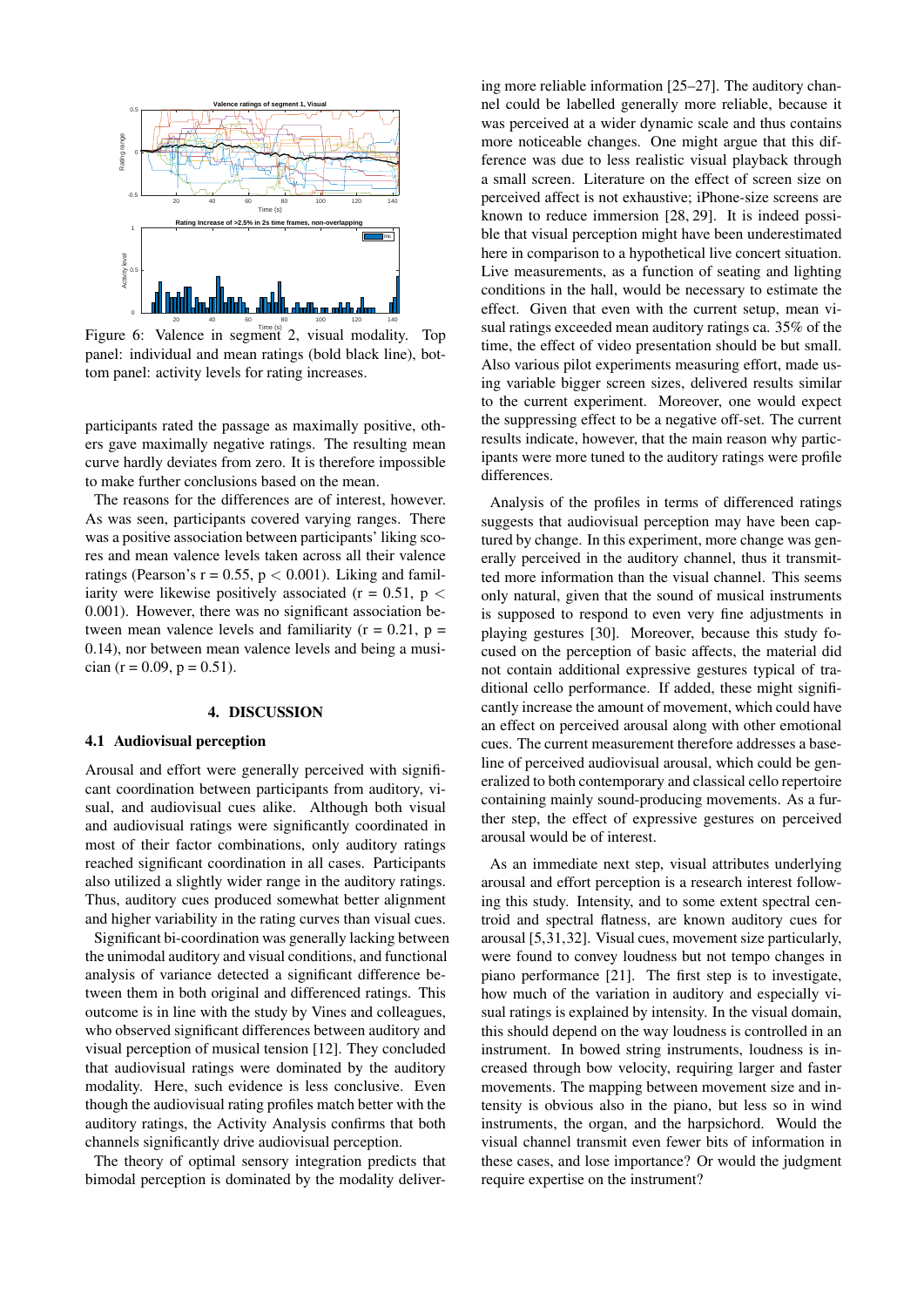Figure 6: Valence in segment 2, visual modality. Top panel: individual and mean ratings (bold black line), bottom panel: activity levels for rating increases.

participants rated the passage as maximally positive, others gave maximally negative ratings. The resulting mean curve hardly deviates from zero. It is therefore impossible to make further conclusions based on the mean.

The reasons for the differences are of interest, however. As was seen, participants covered varying ranges. There was a positive association between participants' liking scores and mean valence levels taken across all their valence ratings (Pearson's $r = 0.55$, $p < 0.001$). Liking and familiarity were likewise positively associated ($r = 0.51$, $p < 0.001$). However, there was no significant association between mean valence levels and familiarity ($r = 0.21$, $p = 0.14$), nor between mean valence levels and being a musician ($r = 0.09$, $p = 0.51$).

# 4. DISCUSSION

## 4.1 Audiovisual perception

Arousal and effort were generally perceived with significant coordination between participants from auditory, visual, and audiovisual cues alike. Although both visual and audiovisual ratings were significantly coordinated in most of their factor combinations, only auditory ratings reached significant coordination in all cases. Participants also utilized a slightly wider range in the auditory ratings. Thus, auditory cues produced somewhat better alignment and higher variability in the rating curves than visual cues.

Significant bi-coordination was generally lacking between the unimodal auditory and visual conditions, and functional analysis of variance detected a significant difference between them in both original and differenced ratings. This outcome is in line with the study by Vines and colleagues, who observed significant differences between auditory and visual perception of musical tension [12]. They concluded that audiovisual ratings were dominated by the auditory modality. Here, such evidence is less conclusive. Even though the audiovisual rating profiles match better with the auditory ratings, the Activity Analysis confirms that both channels significantly drive audiovisual perception.

The theory of optimal sensory integration predicts that bimodal perception is dominated by the modality delivering more reliable information [25–27]. The auditory channel could be labelled generally more reliable, because it was perceived at a wider dynamic scale and thus contains more noticeable changes. One might argue that this difference was due to less realistic visual playback through a small screen. Literature on the effect of screen size on perceived affect is not exhaustive; iPhone-size screens are known to reduce immersion [28, 29]. It is indeed possible that visual perception might have been underestimated here in comparison to a hypothetical live concert situation. Live measurements, as a function of seating and lighting conditions in the hall, would be necessary to estimate the effect. Given that even with the current setup, mean visual ratings exceeded mean auditory ratings ca. 35% of the time, the effect of video presentation should be but small. Also various pilot experiments measuring effort, made using variable bigger screen sizes, delivered results similar to the current experiment. Moreover, one would expect the suppressing effect to be a negative off-set. The current results indicate, however, that the main reason why participants were more tuned to the auditory ratings were profile differences.

Analysis of the profiles in terms of differenced ratings suggests that audiovisual perception may have been captured by change. In this experiment, more change was generally perceived in the auditory channel, thus it transmitted more information than the visual channel. This seems only natural, given that the sound of musical instruments is supposed to respond to even very fine adjustments in playing gestures [30]. Moreover, because this study focused on the perception of basic affects, the material did not contain additional expressive gestures typical of traditional cello performance. If added, these might significantly increase the amount of movement, which could have an effect on perceived arousal along with other emotional cues. The current measurement therefore addresses a baseline of perceived audiovisual arousal, which could be generalized to both contemporary and classical cello repertoire containing mainly sound-producing movements. As a further step, the effect of expressive gestures on perceived arousal would be of interest.

As an immediate next step, visual attributes underlying arousal and effort perception is a research interest following this study. Intensity, and to some extent spectral centroid and spectral flatness, are known auditory cues for arousal [5,31,32]. Visual cues, movement size particularly, were found to convey loudness but not tempo changes in piano performance [21]. The first step is to investigate, how much of the variation in auditory and especially visual ratings is explained by intensity. In the visual domain, this should depend on the way loudness is controlled in an instrument. In bowed string instruments, loudness is increased through bow velocity, requiring larger and faster movements. The mapping between movement size and intensity is obvious also in the piano, but less so in wind instruments, the organ, and the harpsichord. Would the visual channel transmit even fewer bits of information in these cases, and lose importance? Or would the judgment require expertise on the instrument?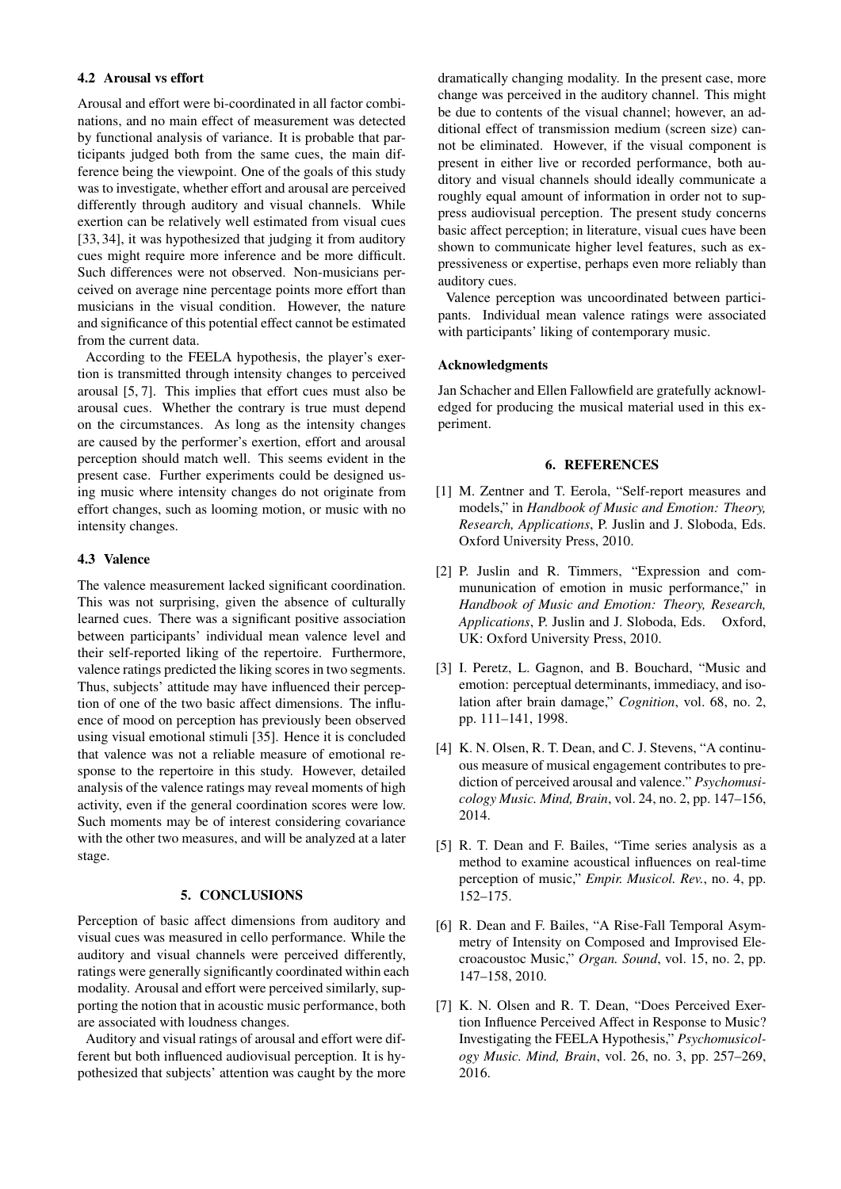### 4.2 Arousal vs effort

Arousal and effort were bi-coordinated in all factor combinations, and no main effect of measurement was detected by functional analysis of variance. It is probable that participants judged both from the same cues, the main difference being the viewpoint. One of the goals of this study was to investigate, whether effort and arousal are perceived differently through auditory and visual channels. While exertion can be relatively well estimated from visual cues [33, 34], it was hypothesized that judging it from auditory cues might require more inference and be more difficult. Such differences were not observed. Non-musicians perceived on average nine percentage points more effort than musicians in the visual condition. However, the nature and significance of this potential effect cannot be estimated from the current data.

According to the FEELA hypothesis, the player's exertion is transmitted through intensity changes to perceived arousal [5, 7]. This implies that effort cues must also be arousal cues. Whether the contrary is true must depend on the circumstances. As long as the intensity changes are caused by the performer's exertion, effort and arousal perception should match well. This seems evident in the present case. Further experiments could be designed using music where intensity changes do not originate from effort changes, such as looming motion, or music with no intensity changes.

### 4.3 Valence

The valence measurement lacked significant coordination. This was not surprising, given the absence of culturally learned cues. There was a significant positive association between participants' individual mean valence level and their self-reported liking of the repertoire. Furthermore, valence ratings predicted the liking scores in two segments. Thus, subjects' attitude may have influenced their perception of one of the two basic affect dimensions. The influence of mood on perception has previously been observed using visual emotional stimuli [35]. Hence it is concluded that valence was not a reliable measure of emotional response to the repertoire in this study. However, detailed analysis of the valence ratings may reveal moments of high activity, even if the general coordination scores were low. Such moments may be of interest considering covariance with the other two measures, and will be analyzed at a later stage.

## 5. CONCLUSIONS

Perception of basic affect dimensions from auditory and visual cues was measured in cello performance. While the auditory and visual channels were perceived differently, ratings were generally significantly coordinated within each modality. Arousal and effort were perceived similarly, supporting the notion that in acoustic music performance, both are associated with loudness changes.

Auditory and visual ratings of arousal and effort were different but both influenced audiovisual perception. It is hypothesized that subjects' attention was caught by the more dramatically changing modality. In the present case, more change was perceived in the auditory channel. This might be due to contents of the visual channel; however, an additional effect of transmission medium (screen size) cannot be eliminated. However, if the visual component is present in either live or recorded performance, both auditory and visual channels should ideally communicate a roughly equal amount of information in order not to suppress audiovisual perception. The present study concerns basic affect perception; in literature, visual cues have been shown to communicate higher level features, such as expressiveness or expertise, perhaps even more reliably than auditory cues.

Valence perception was uncoordinated between participants. Individual mean valence ratings were associated with participants' liking of contemporary music.

### Acknowledgments

Jan Schacher and Ellen Fallowfield are gratefully acknowledged for producing the musical material used in this experiment.

## 6. REFERENCES

[1] M. Zentner and T. Eerola, "Self-report measures and models," in *Handbook of Music and Emotion: Theory, Research, Applications*, P. Juslin and J. Sloboda, Eds. Oxford University Press, 2010.

[2] P. Juslin and R. Timmers, "Expression and communication of emotion in music performance," in *Handbook of Music and Emotion: Theory, Research, Applications*, P. Juslin and J. Sloboda, Eds. Oxford, UK: Oxford University Press, 2010.

[3] I. Peretz, L. Gagnon, and B. Bouchard, "Music and emotion: perceptual determinants, immediacy, and isolation after brain damage," *Cognition*, vol. 68, no. 2, pp. 111–141, 1998.

[4] K. N. Olsen, R. T. Dean, and C. J. Stevens, "A continuous measure of musical engagement contributes to prediction of perceived arousal and valence." *Psychomusicology Music. Mind, Brain*, vol. 24, no. 2, pp. 147–156, 2014.

[5] R. T. Dean and F. Bailes, "Time series analysis as a method to examine acoustical influences on real-time perception of music," *Empir. Musicol. Rev.*, no. 4, pp. 152–175.

[6] R. Dean and F. Bailes, "A Rise-Fall Temporal Asymmetry of Intensity on Composed and Improvised Elecroacoustoc Music," *Organ. Sound*, vol. 15, no. 2, pp. 147–158, 2010.

[7] K. N. Olsen and R. T. Dean, "Does Perceived Exertion Influence Perceived Affect in Response to Music? Investigating the FEELA Hypothesis," *Psychomusicology Music. Mind, Brain*, vol. 26, no. 3, pp. 257–269, 2016.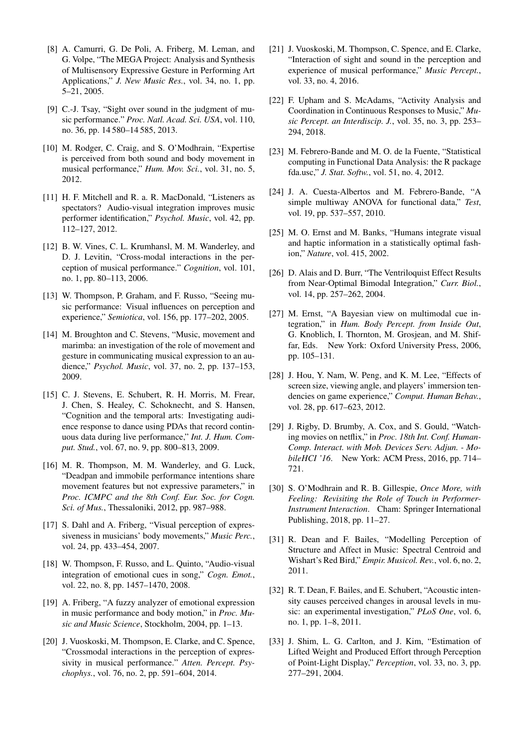[8] A. Camurri, G. De Poli, A. Friberg, M. Leman, and G. Volpe, "The MEGA Project: Analysis and Synthesis of Multisensory Expressive Gesture in Performing Art Applications," *J. New Music Res.*, vol. 34, no. 1, pp. 5–21, 2005.

[9] C.-J. Tsay, "Sight over sound in the judgment of music performance." *Proc. Natl. Acad. Sci. USA*, vol. 110, no. 36, pp. 14 580–14 585, 2013.

[10] M. Rodger, C. Craig, and S. O'Modhrain, "Expertise is perceived from both sound and body movement in musical performance," *Hum. Mov. Sci.*, vol. 31, no. 5, 2012.

[11] H. F. Mitchell and R. a. R. MacDonald, "Listeners as spectators? Audio-visual integration improves music performer identification," *Psychol. Music*, vol. 42, pp. 112–127, 2012.

[12] B. W. Vines, C. L. Krumhansl, M. M. Wanderley, and D. J. Levitin, "Cross-modal interactions in the perception of musical performance." *Cognition*, vol. 101, no. 1, pp. 80–113, 2006.

[13] W. Thompson, P. Graham, and F. Russo, "Seeing music performance: Visual influences on perception and experience," *Semiotica*, vol. 156, pp. 177–202, 2005.

[14] M. Broughton and C. Stevens, "Music, movement and marimba: an investigation of the role of movement and gesture in communicating musical expression to an audience," *Psychol. Music*, vol. 37, no. 2, pp. 137–153, 2009.

[15] C. J. Stevens, E. Schubert, R. H. Morris, M. Frear, J. Chen, S. Healey, C. Schoknecht, and S. Hansen, "Cognition and the temporal arts: Investigating audience response to dance using PDAs that record continuous data during live performance," *Int. J. Hum. Comput. Stud.*, vol. 67, no. 9, pp. 800–813, 2009.

[16] M. R. Thompson, M. M. Wanderley, and G. Luck, "Deadpan and immobile performance intentions share movement features but not expressive parameters," in *Proc. ICMPC and the 8th Conf. Eur. Soc. for Cogn. Sci. of Mus.*, Thessaloniki, 2012, pp. 987–988.

[17] S. Dahl and A. Friberg, "Visual perception of expressiveness in musicians' body movements," *Music Perc.*, vol. 24, pp. 433–454, 2007.

[18] W. Thompson, F. Russo, and L. Quinto, "Audio-visual integration of emotional cues in song," *Cogn. Emot.*, vol. 22, no. 8, pp. 1457–1470, 2008.

[19] A. Friberg, "A fuzzy analyzer of emotional expression in music performance and body motion," in *Proc. Music and Music Science*, Stockholm, 2004, pp. 1–13.

[20] J. Vuoskoski, M. Thompson, E. Clarke, and C. Spence, "Crossmodal interactions in the perception of expressivity in musical performance." *Atten. Percept. Psychophys.*, vol. 76, no. 2, pp. 591–604, 2014.

[21] J. Vuoskoski, M. Thompson, C. Spence, and E. Clarke, "Interaction of sight and sound in the perception and experience of musical performance," *Music Percept.*, vol. 33, no. 4, 2016.

[22] F. Upham and S. McAdams, "Activity Analysis and Coordination in Continuous Responses to Music," *Music Percept. an Interdiscip. J.*, vol. 35, no. 3, pp. 253–294, 2018.

[23] M. Febrero-Bande and M. O. de la Fuente, "Statistical computing in Functional Data Analysis: the R package fda.usc," *J. Stat. Softw.*, vol. 51, no. 4, 2012.

[24] J. A. Cuesta-Albertos and M. Febrero-Bande, "A simple multiway ANOVA for functional data," *Test*, vol. 19, pp. 537–557, 2010.

[25] M. O. Ernst and M. Banks, "Humans integrate visual and haptic information in a statistically optimal fashion," *Nature*, vol. 415, 2002.

[26] D. Alais and D. Burr, "The Ventriloquist Effect Results from Near-Optimal Bimodal Integration," *Curr. Biol.*, vol. 14, pp. 257–262, 2004.

[27] M. Ernst, "A Bayesian view on multimodal cue integration," in *Hum. Body Percept. from Inside Out*, G. Knoblich, I. Thornton, M. Grosjean, and M. Shiffar, Eds. New York: Oxford University Press, 2006, pp. 105–131.

[28] J. Hou, Y. Nam, W. Peng, and K. M. Lee, "Effects of screen size, viewing angle, and players' immersion tendencies on game experience," *Comput. Human Behav.*, vol. 28, pp. 617–623, 2012.

[29] J. Rigby, D. Brumby, A. Cox, and S. Gould, "Watching movies on netflix," in *Proc. 18th Int. Conf. Human-Comp. Interact. with Mob. Devices Serv. Adjun. - MobileHCI '16*. New York: ACM Press, 2016, pp. 714–721.

[30] S. O'Modhrain and R. B. Gillespie, *Once More, with Feeling: Revisiting the Role of Touch in Performer-Instrument Interaction*. Cham: Springer International Publishing, 2018, pp. 11–27.

[31] R. Dean and F. Bailes, "Modelling Perception of Structure and Affect in Music: Spectral Centroid and Wishart's Red Bird," *Empir. Musicol. Rev.*, vol. 6, no. 2, 2011.

[32] R. T. Dean, F. Bailes, and E. Schubert, "Acoustic intensity causes perceived changes in arousal levels in music: an experimental investigation," *PLoS One*, vol. 6, no. 1, pp. 1–8, 2011.

[33] J. Shim, L. G. Carlton, and J. Kim, "Estimation of Lifted Weight and Produced Effort through Perception of Point-Light Display," *Perception*, vol. 33, no. 3, pp. 277–291, 2004.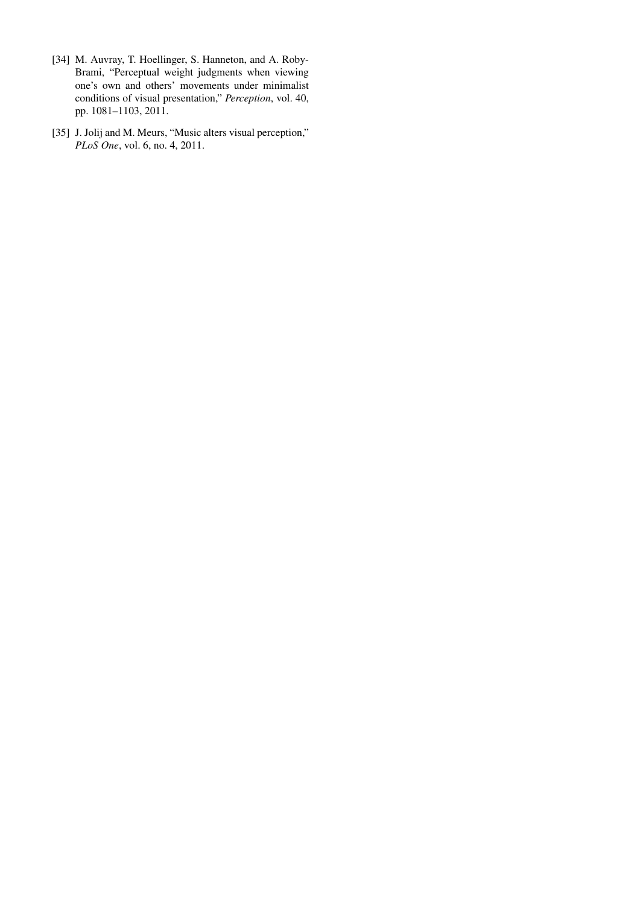[34] M. Auvray, T. Hoellinger, S. Hanneton, and A. Roby-Brami, "Perceptual weight judgments when viewing one's own and others' movements under minimalist conditions of visual presentation," *Perception*, vol. 40, pp. 1081–1103, 2011.

[35] J. Jolij and M. Meurs, "Music alters visual perception," *PLoS One*, vol. 6, no. 4, 2011.